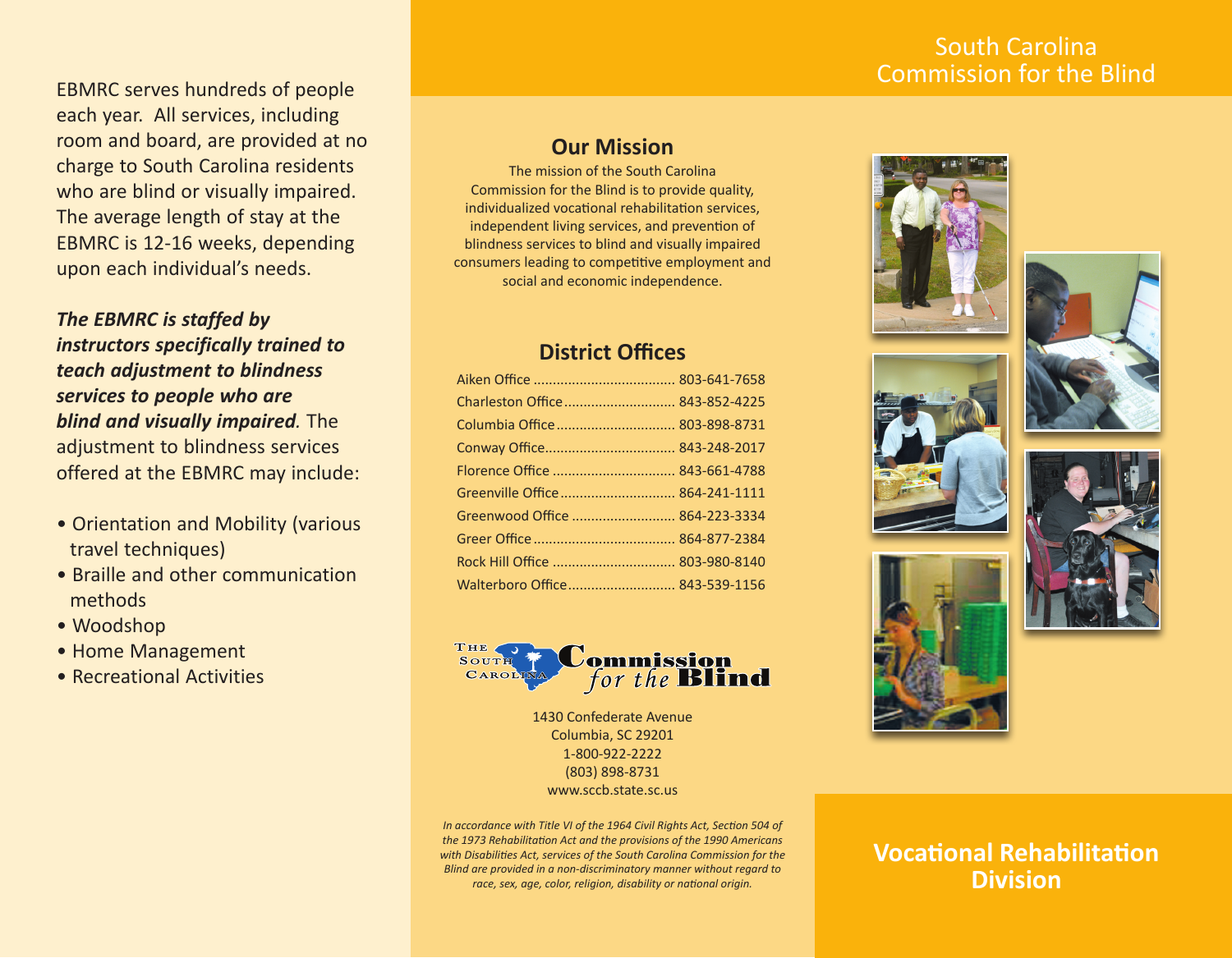EBMRC serves hundreds of people each year. All services, including room and board, are provided at no charge to South Carolina residents who are blind or visually impaired. The average length of stay at the EBMRC is 12-16 weeks, depending upon each individual's needs.

***The EBMRC is staffed by instructors specifically trained to teach adjustment to blindness services to people who are blind and visually impaired.*** The adjustment to blindness services offered at the EBMRC may include:

- Orientation and Mobility (various travel techniques)
- Braille and other communication methods
- Woodshop
- Home Management
- Recreational Activities

## Our Mission

The mission of the South Carolina Commission for the Blind is to provide quality, individualized vocational rehabilitation services, independent living services, and prevention of blindness services to blind and visually impaired consumers leading to competitive employment and social and economic independence.

## District Offices

| Office | Phone |
| --- | --- |
| Aiken Office | 803-641-7658 |
| Charleston Office | 843-852-4225 |
| Columbia Office | 803-898-8731 |
| Conway Office | 843-248-2017 |
| Florence Office | 843-661-4788 |
| Greenville Office | 864-241-1111 |
| Greenwood Office | 864-223-3334 |
| Greer Office | 864-877-2384 |
| Rock Hill Office | 803-980-8140 |
| Walterboro Office | 843-539-1156 |

The South Carolina Commission for the Blind

1430 Confederate Avenue
Columbia, SC 29201
1-800-922-2222
(803) 898-8731
www.sccb.state.sc.us

*In accordance with Title VI of the 1964 Civil Rights Act, Section 504 of the 1973 Rehabilitation Act and the provisions of the 1990 Americans with Disabilities Act, services of the South Carolina Commission for the Blind are provided in a non-discriminatory manner without regard to race, sex, age, color, religion, disability or national origin.*

# South Carolina Commission for the Blind

## Vocational Rehabilitation Division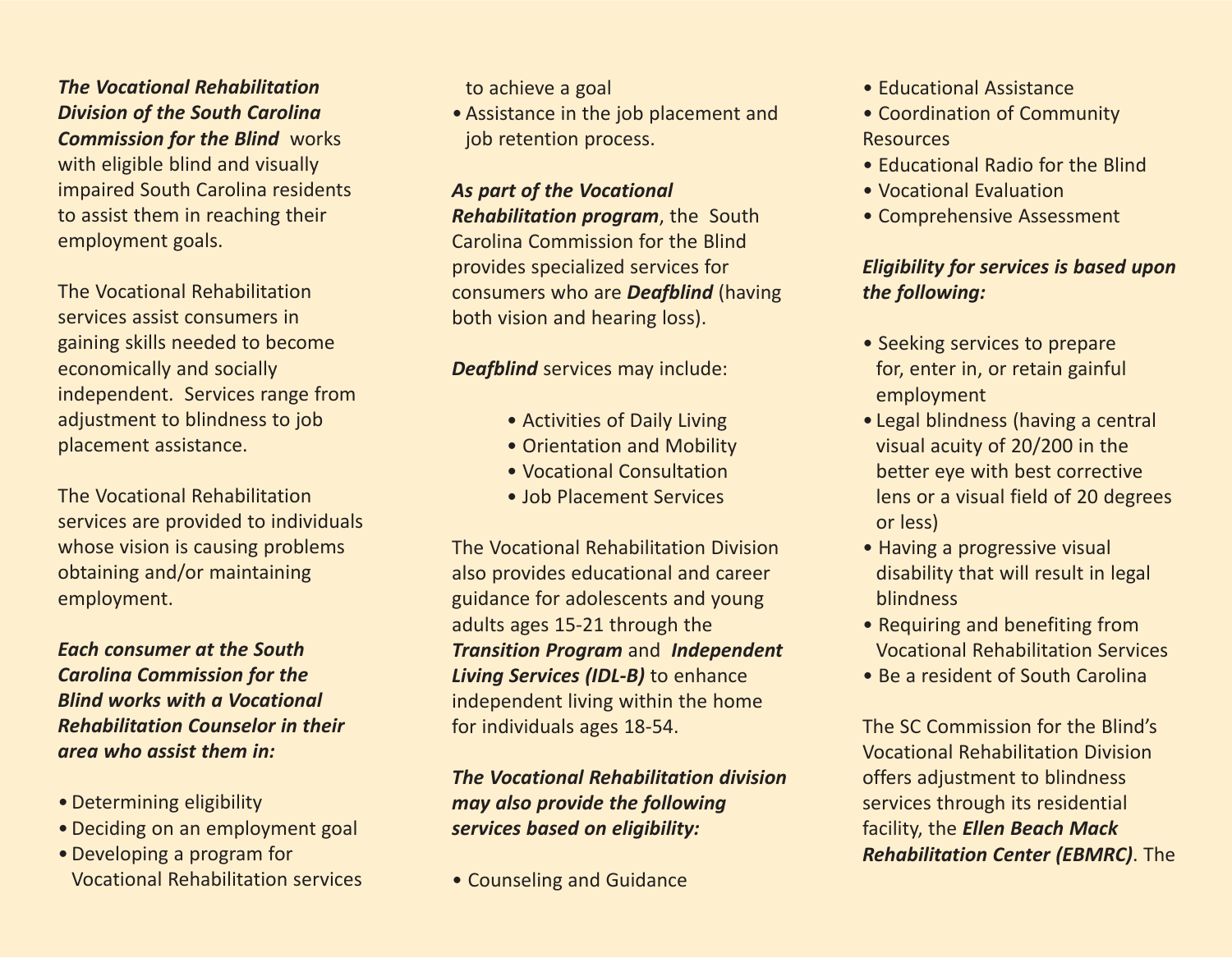***The Vocational Rehabilitation Division of the South Carolina Commission for the Blind*** works with eligible blind and visually impaired South Carolina residents to assist them in reaching their employment goals.

The Vocational Rehabilitation services assist consumers in gaining skills needed to become economically and socially independent. Services range from adjustment to blindness to job placement assistance.

The Vocational Rehabilitation services are provided to individuals whose vision is causing problems obtaining and/or maintaining employment.

***Each consumer at the South Carolina Commission for the Blind works with a Vocational Rehabilitation Counselor in their area who assist them in:***

- Determining eligibility
- Deciding on an employment goal
- Developing a program for Vocational Rehabilitation services to achieve a goal
- Assistance in the job placement and job retention process.

***As part of the Vocational Rehabilitation program***, the South Carolina Commission for the Blind provides specialized services for consumers who are ***Deafblind*** (having both vision and hearing loss).

***Deafblind*** services may include:

- Activities of Daily Living
- Orientation and Mobility
- Vocational Consultation
- Job Placement Services

The Vocational Rehabilitation Division also provides educational and career guidance for adolescents and young adults ages 15-21 through the ***Transition Program*** and ***Independent Living Services (IDL-B)*** to enhance independent living within the home for individuals ages 18-54.

***The Vocational Rehabilitation division may also provide the following services based on eligibility:***

- Counseling and Guidance
- Educational Assistance
- Coordination of Community Resources
- Educational Radio for the Blind
- Vocational Evaluation
- Comprehensive Assessment

***Eligibility for services is based upon the following:***

- Seeking services to prepare for, enter in, or retain gainful employment
- Legal blindness (having a central visual acuity of 20/200 in the better eye with best corrective lens or a visual field of 20 degrees or less)
- Having a progressive visual disability that will result in legal blindness
- Requiring and benefiting from Vocational Rehabilitation Services
- Be a resident of South Carolina

The SC Commission for the Blind's Vocational Rehabilitation Division offers adjustment to blindness services through its residential facility, the ***Ellen Beach Mack Rehabilitation Center (EBMRC)***. The